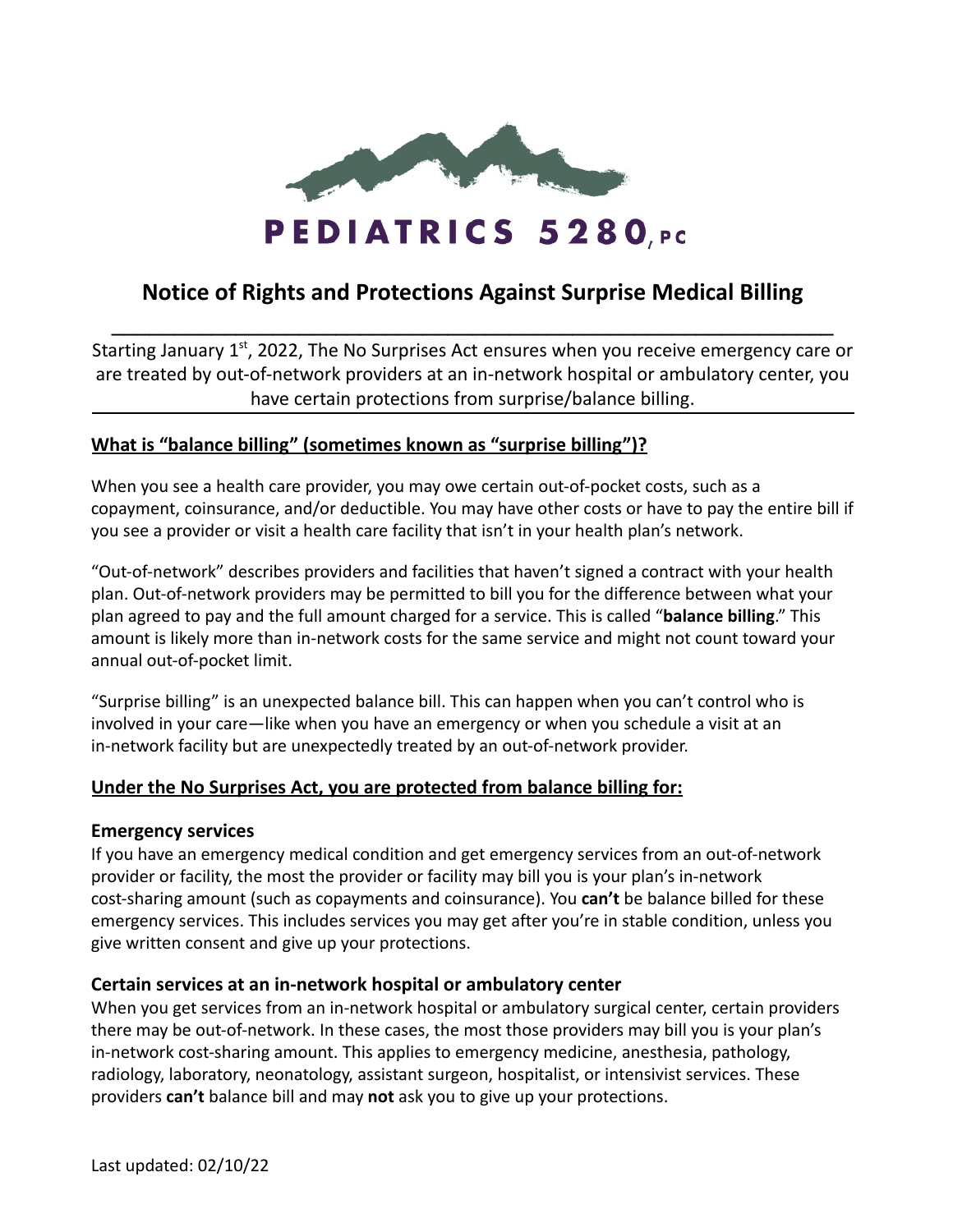# PEDIATRICS 5280, PC

## Notice of Rights and Protections Against Surprise Medical Billing

Starting January 1st, 2022, The No Surprises Act ensures when you receive emergency care or are treated by out-of-network providers at an in-network hospital or ambulatory center, you have certain protections from surprise/balance billing.

### What is "balance billing" (sometimes known as "surprise billing")?

When you see a health care provider, you may owe certain out-of-pocket costs, such as a copayment, coinsurance, and/or deductible. You may have other costs or have to pay the entire bill if you see a provider or visit a health care facility that isn't in your health plan's network.

"Out-of-network" describes providers and facilities that haven't signed a contract with your health plan. Out-of-network providers may be permitted to bill you for the difference between what your plan agreed to pay and the full amount charged for a service. This is called "**balance billing**." This amount is likely more than in-network costs for the same service and might not count toward your annual out-of-pocket limit.

"Surprise billing" is an unexpected balance bill. This can happen when you can't control who is involved in your care—like when you have an emergency or when you schedule a visit at an in-network facility but are unexpectedly treated by an out-of-network provider.

### Under the No Surprises Act, you are protected from balance billing for:

#### Emergency services

If you have an emergency medical condition and get emergency services from an out-of-network provider or facility, the most the provider or facility may bill you is your plan's in-network cost-sharing amount (such as copayments and coinsurance). You **can't** be balance billed for these emergency services. This includes services you may get after you're in stable condition, unless you give written consent and give up your protections.

#### Certain services at an in-network hospital or ambulatory center

When you get services from an in-network hospital or ambulatory surgical center, certain providers there may be out-of-network. In these cases, the most those providers may bill you is your plan's in-network cost-sharing amount. This applies to emergency medicine, anesthesia, pathology, radiology, laboratory, neonatology, assistant surgeon, hospitalist, or intensivist services. These providers **can't** balance bill and may **not** ask you to give up your protections.

Last updated: 02/10/22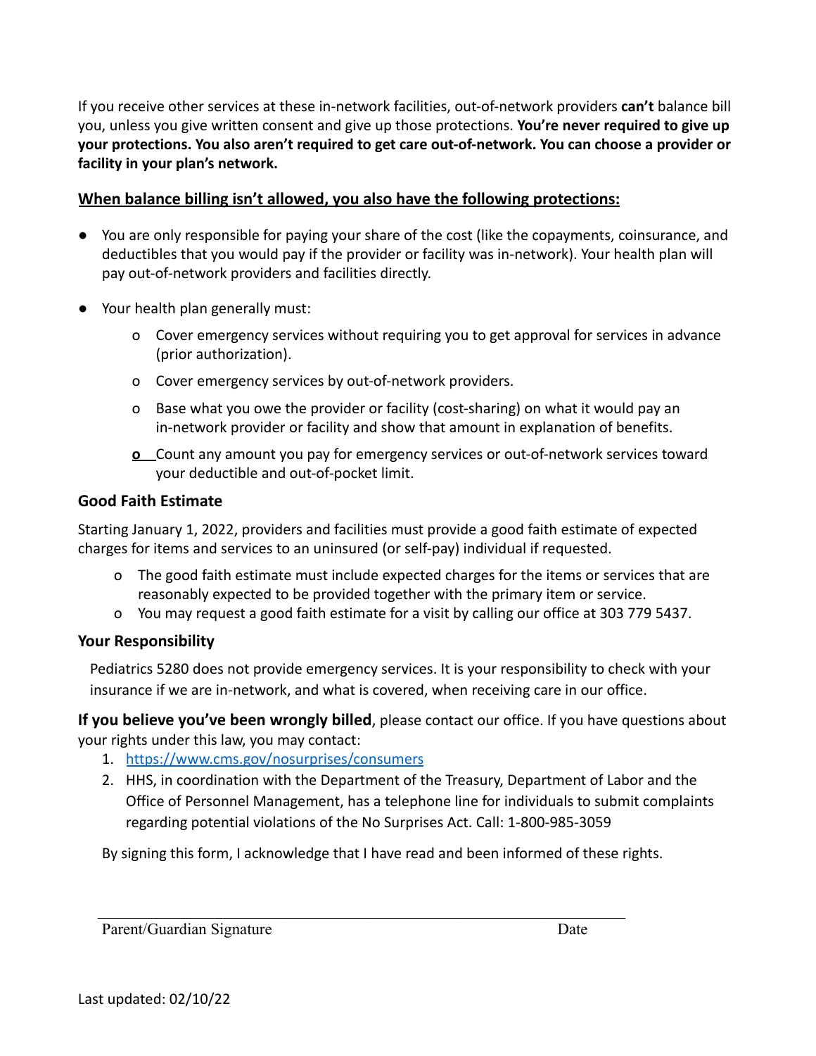If you receive other services at these in-network facilities, out-of-network providers **can't** balance bill you, unless you give written consent and give up those protections. **You're never required to give up your protections. You also aren't required to get care out-of-network. You can choose a provider or facility in your plan's network.**

**<u>When balance billing isn't allowed, you also have the following protections:</u>**

- You are only responsible for paying your share of the cost (like the copayments, coinsurance, and deductibles that you would pay if the provider or facility was in-network). Your health plan will pay out-of-network providers and facilities directly.
- Your health plan generally must:
  - Cover emergency services without requiring you to get approval for services in advance (prior authorization).
  - Cover emergency services by out-of-network providers.
  - Base what you owe the provider or facility (cost-sharing) on what it would pay an in-network provider or facility and show that amount in explanation of benefits.
  - Count any amount you pay for emergency services or out-of-network services toward your deductible and out-of-pocket limit.

### Good Faith Estimate

Starting January 1, 2022, providers and facilities must provide a good faith estimate of expected charges for items and services to an uninsured (or self-pay) individual if requested.

- The good faith estimate must include expected charges for the items or services that are reasonably expected to be provided together with the primary item or service.
- You may request a good faith estimate for a visit by calling our office at 303 779 5437.

### Your Responsibility

Pediatrics 5280 does not provide emergency services. It is your responsibility to check with your insurance if we are in-network, and what is covered, when receiving care in our office.

**If you believe you've been wrongly billed**, please contact our office. If you have questions about your rights under this law, you may contact:

1. https://www.cms.gov/nosurprises/consumers
2. HHS, in coordination with the Department of the Treasury, Department of Labor and the Office of Personnel Management, has a telephone line for individuals to submit complaints regarding potential violations of the No Surprises Act. Call: 1-800-985-3059

By signing this form, I acknowledge that I have read and been informed of these rights.

\_\_\_\_\_\_\_\_\_\_\_\_\_\_\_\_\_\_\_\_\_\_\_\_\_\_\_\_\_\_\_\_\_\_\_\_\_\_\_\_\_\_\_\_\_\_\_\_\_\_\_\_\_\_\_\_\_\_

Parent/Guardian Signature                                        Date

Last updated: 02/10/22